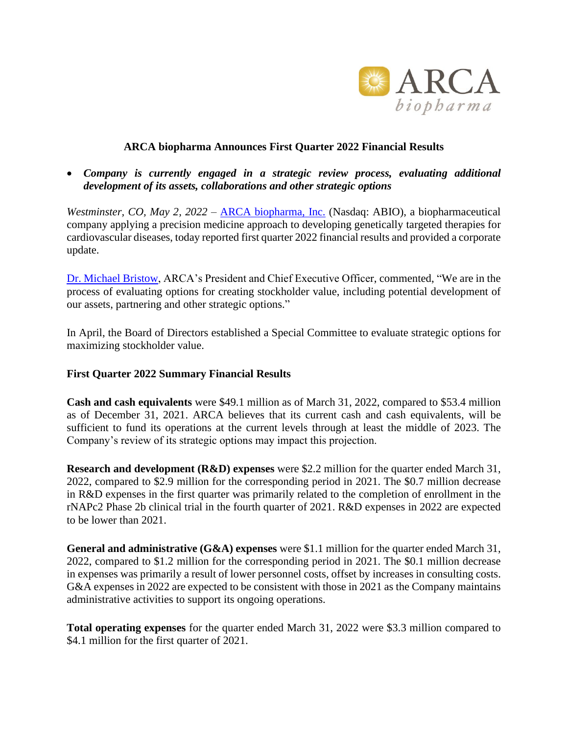# ARCA biopharma Announces First Quarter 2022 Financial Results

- ***Company is currently engaged in a strategic review process, evaluating additional development of its assets, collaborations and other strategic options***

*Westminster, CO, May 2, 2022* – ARCA biopharma, Inc. (Nasdaq: ABIO), a biopharmaceutical company applying a precision medicine approach to developing genetically targeted therapies for cardiovascular diseases, today reported first quarter 2022 financial results and provided a corporate update.

Dr. Michael Bristow, ARCA's President and Chief Executive Officer, commented, "We are in the process of evaluating options for creating stockholder value, including potential development of our assets, partnering and other strategic options."

In April, the Board of Directors established a Special Committee to evaluate strategic options for maximizing stockholder value.

## First Quarter 2022 Summary Financial Results

**Cash and cash equivalents** were $49.1 million as of March 31, 2022, compared to $53.4 million as of December 31, 2021. ARCA believes that its current cash and cash equivalents, will be sufficient to fund its operations at the current levels through at least the middle of 2023. The Company's review of its strategic options may impact this projection.

**Research and development (R&D) expenses** were $2.2 million for the quarter ended March 31, 2022, compared to $2.9 million for the corresponding period in 2021. The $0.7 million decrease in R&D expenses in the first quarter was primarily related to the completion of enrollment in the rNAPc2 Phase 2b clinical trial in the fourth quarter of 2021. R&D expenses in 2022 are expected to be lower than 2021.

**General and administrative (G&A) expenses** were $1.1 million for the quarter ended March 31, 2022, compared to $1.2 million for the corresponding period in 2021. The $0.1 million decrease in expenses was primarily a result of lower personnel costs, offset by increases in consulting costs. G&A expenses in 2022 are expected to be consistent with those in 2021 as the Company maintains administrative activities to support its ongoing operations.

**Total operating expenses** for the quarter ended March 31, 2022 were $3.3 million compared to $4.1 million for the first quarter of 2021.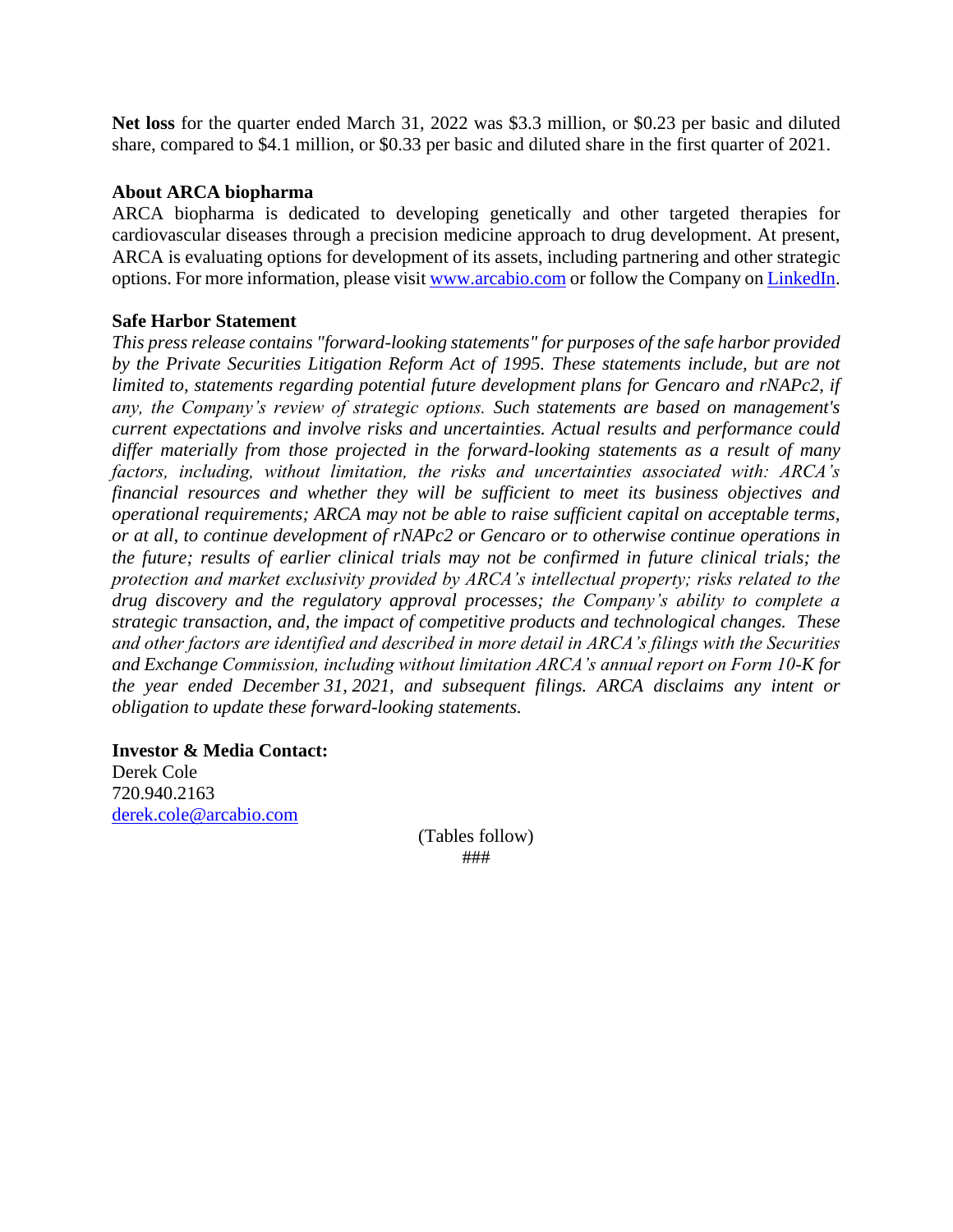**Net loss** for the quarter ended March 31, 2022 was $3.3 million, or $0.23 per basic and diluted share, compared to $4.1 million, or $0.33 per basic and diluted share in the first quarter of 2021.

**About ARCA biopharma**

ARCA biopharma is dedicated to developing genetically and other targeted therapies for cardiovascular diseases through a precision medicine approach to drug development. At present, ARCA is evaluating options for development of its assets, including partnering and other strategic options. For more information, please visit [www.arcabio.com](http://www.arcabio.com) or follow the Company on [LinkedIn](https://www.linkedin.com).

**Safe Harbor Statement**

*This press release contains "forward-looking statements" for purposes of the safe harbor provided by the Private Securities Litigation Reform Act of 1995. These statements include, but are not limited to, statements regarding potential future development plans for Gencaro and rNAPc2, if any, the Company's review of strategic options. Such statements are based on management's current expectations and involve risks and uncertainties. Actual results and performance could differ materially from those projected in the forward-looking statements as a result of many factors, including, without limitation, the risks and uncertainties associated with: ARCA's financial resources and whether they will be sufficient to meet its business objectives and operational requirements; ARCA may not be able to raise sufficient capital on acceptable terms, or at all, to continue development of rNAPc2 or Gencaro or to otherwise continue operations in the future; results of earlier clinical trials may not be confirmed in future clinical trials; the protection and market exclusivity provided by ARCA's intellectual property; risks related to the drug discovery and the regulatory approval processes; the Company's ability to complete a strategic transaction, and, the impact of competitive products and technological changes. These and other factors are identified and described in more detail in ARCA's filings with the Securities and Exchange Commission, including without limitation ARCA's annual report on Form 10-K for the year ended December 31, 2021, and subsequent filings. ARCA disclaims any intent or obligation to update these forward-looking statements.*

**Investor & Media Contact:**
Derek Cole
720.940.2163
[derek.cole@arcabio.com](mailto:derek.cole@arcabio.com)

(Tables follow)

###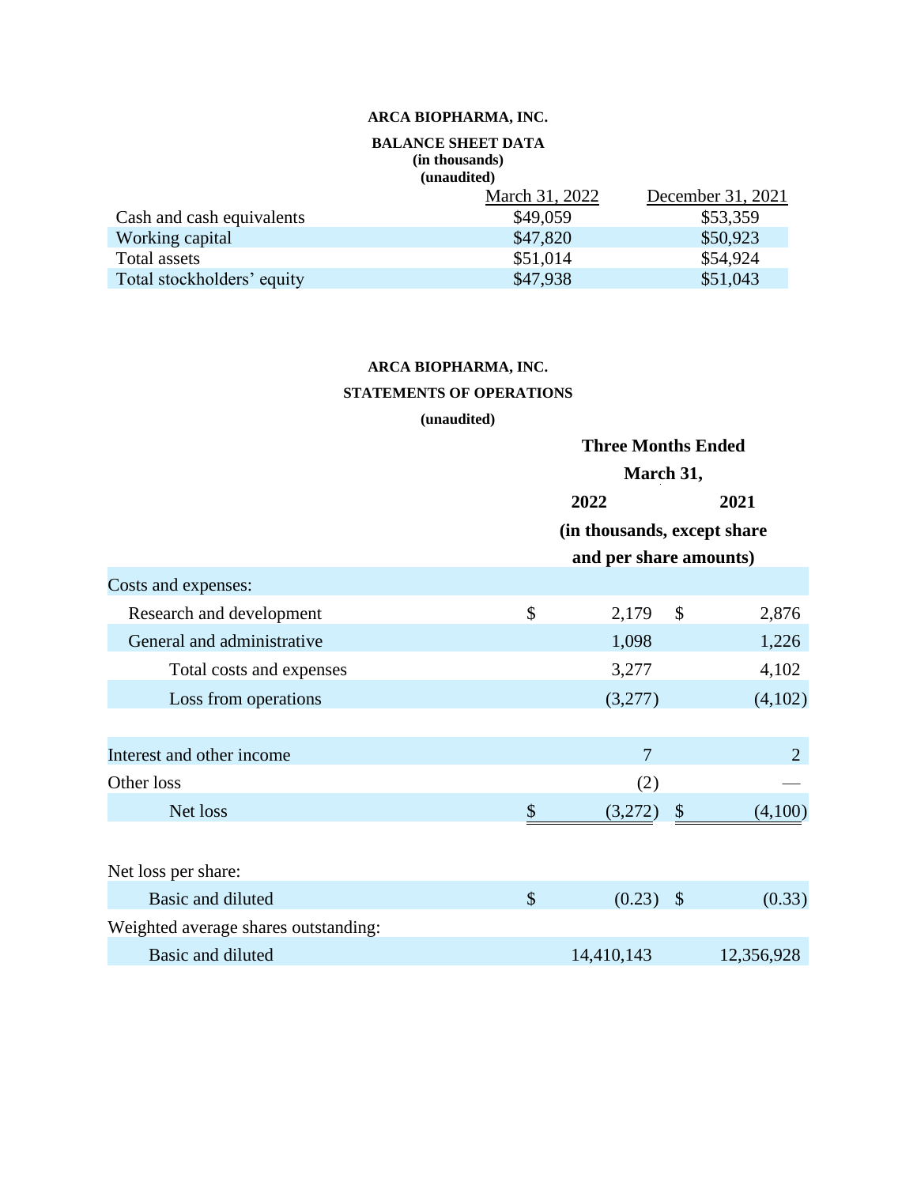**ARCA BIOPHARMA, INC.**

**BALANCE SHEET DATA**
**(in thousands)**
**(unaudited)**

| | March 31, 2022 | December 31, 2021 |
|---|---|---|
| Cash and cash equivalents | $49,059 | $53,359 |
| Working capital | $47,820 | $50,923 |
| Total assets | $51,014 | $54,924 |
| Total stockholders' equity | $47,938 | $51,043 |

**ARCA BIOPHARMA, INC.**

**STATEMENTS OF OPERATIONS**

**(unaudited)**

| | Three Months Ended March 31, | |
|---|---|---|
| | 2022 | 2021 |
| | (in thousands, except share and per share amounts) | |
| Costs and expenses: | | |
| Research and development | $ 2,179 | $ 2,876 |
| General and administrative | 1,098 | 1,226 |
| Total costs and expenses | 3,277 | 4,102 |
| Loss from operations | (3,277) | (4,102) |
| | | |
| Interest and other income | 7 | 2 |
| Other loss | (2) | — |
| Net loss | $ (3,272) | $ (4,100) |
| | | |
| Net loss per share: | | |
| Basic and diluted | $ (0.23) | $ (0.33) |
| Weighted average shares outstanding: | | |
| Basic and diluted | 14,410,143 | 12,356,928 |